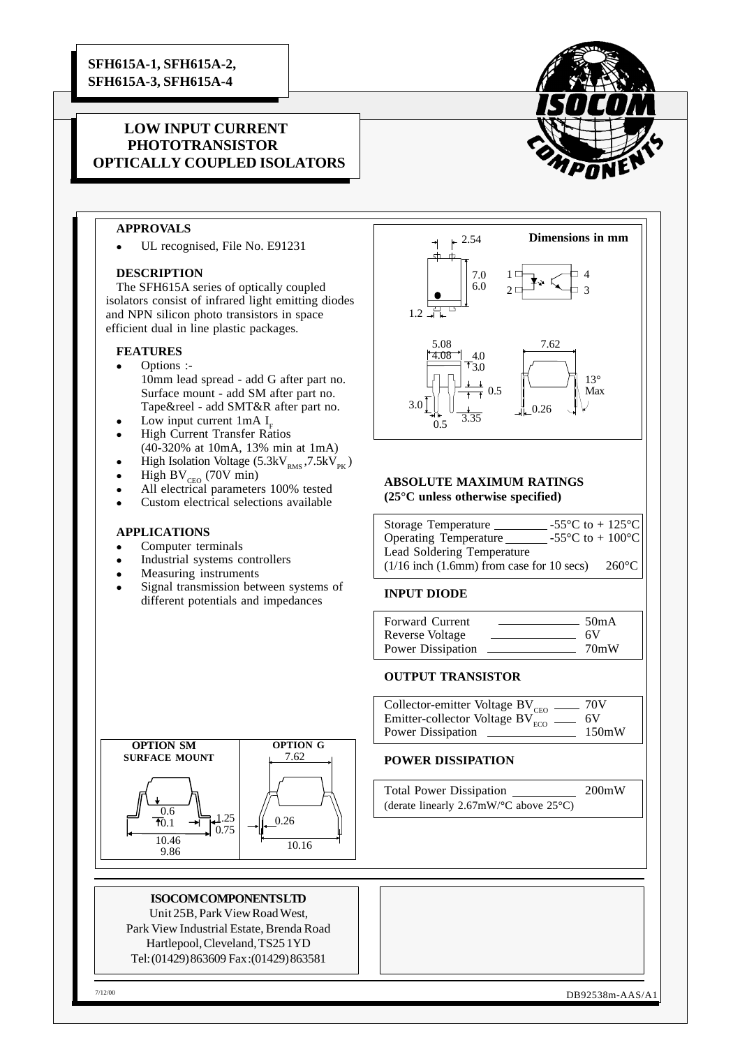# SFH615A-1, SFH615A-2, SFH615A-3, SFH615A-4

## LOW INPUT CURRENT PHOTOTRANSISTOR OPTICALLY COUPLED ISOLATORS

### APPROVALS

- UL recognised, File No. E91231

### DESCRIPTION

The SFH615A series of optically coupled isolators consist of infrared light emitting diodes and NPN silicon photo transistors in space efficient dual in line plastic packages.

### FEATURES

- Options :-
  10mm lead spread - add G after part no.
  Surface mount - add SM after part no.
  Tape&reel - add SMT&R after part no.
- Low input current 1mA $I_F$
- High Current Transfer Ratios (40-320% at 10mA, 13% min at 1mA)
- High Isolation Voltage ($5.3kV_{RMS}$, $7.5kV_{PK}$)
- High $BV_{CEO}$ (70V min)
- All electrical parameters 100% tested
- Custom electrical selections available

### APPLICATIONS

- Computer terminals
- Industrial systems controllers
- Measuring instruments
- Signal transmission between systems of different potentials and impedances

Dimensions in mm

2.54, 7.0, 6.0, 1.2, 5.08, 4.08, 4.0, 3.0, 0.5, 3.0, 0.5, 3.35, 7.62, 13° Max, 0.26

**OPTION SM SURFACE MOUNT**: 0.6, 0.1, 1.25, 0.75, 10.46, 9.86

**OPTION G**: 7.62, 0.26, 10.16

### ABSOLUTE MAXIMUM RATINGS (25°C unless otherwise specified)

| Parameter | Rating |
|---|---|
| Storage Temperature | -55°C to + 125°C |
| Operating Temperature | -55°C to + 100°C |
| Lead Soldering Temperature (1/16 inch (1.6mm) from case for 10 secs) | 260°C |

### INPUT DIODE

| Parameter | Rating |
|---|---|
| Forward Current | 50mA |
| Reverse Voltage | 6V |
| Power Dissipation | 70mW |

### OUTPUT TRANSISTOR

| Parameter | Rating |
|---|---|
| Collector-emitter Voltage $BV_{CEO}$ | 70V |
| Emitter-collector Voltage $BV_{ECO}$ | 6V |
| Power Dissipation | 150mW |

### POWER DISSIPATION

| Parameter | Rating |
|---|---|
| Total Power Dissipation (derate linearly 2.67mW/°C above 25°C) | 200mW |

**ISOCOM COMPONENTS LTD**
Unit 25B, Park View Road West,
Park View Industrial Estate, Brenda Road
Hartlepool, Cleveland, TS25 1YD
Tel: (01429) 863609 Fax: (01429) 863581

7/12/00 DB92538m-AAS/A1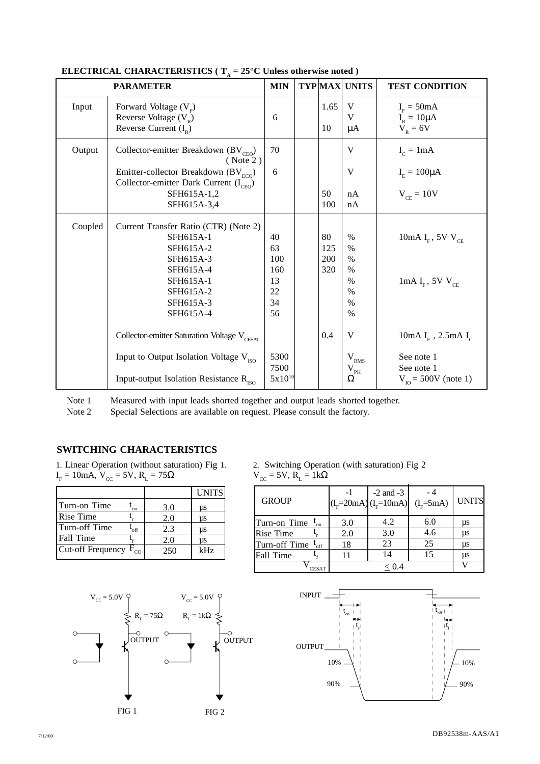## ELECTRICAL CHARACTERISTICS ( $T_A$ = 25°C Unless otherwise noted )

| PARAMETER | | MIN | TYP | MAX | UNITS | TEST CONDITION |
|---|---|---|---|---|---|---|
| Input | Forward Voltage ($V_F$) | | | 1.65 | V | $I_F$ = 50mA |
| | Reverse Voltage ($V_R$) | 6 | | | V | $I_R$ = 10μA |
| | Reverse Current ($I_R$) | | | 10 | μA | $V_R$ = 6V |
| Output | Collector-emitter Breakdown ($BV_{CEO}$) ( Note 2 ) | 70 | | | V | $I_C$ = 1mA |
| | Emitter-collector Breakdown ($BV_{ECO}$) | 6 | | | V | $I_E$ = 100μA |
| | Collector-emitter Dark Current ($I_{CEO}$) | | | | | |
| | SFH615A-1,2 | | | 50 | nA | $V_{CE}$ = 10V |
| | SFH615A-3,4 | | | 100 | nA | |
| Coupled | Current Transfer Ratio (CTR) (Note 2) | | | | | |
| | SFH615A-1 | 40 | | 80 | % | 10mA $I_F$ , 5V $V_{CE}$ |
| | SFH615A-2 | 63 | | 125 | % | |
| | SFH615A-3 | 100 | | 200 | % | |
| | SFH615A-4 | 160 | | 320 | % | |
| | SFH615A-1 | 13 | | | % | 1mA $I_F$ , 5V $V_{CE}$ |
| | SFH615A-2 | 22 | | | % | |
| | SFH615A-3 | 34 | | | % | |
| | SFH615A-4 | 56 | | | % | |
| | Collector-emitter Saturation Voltage $V_{CESAT}$ | | | 0.4 | V | 10mA $I_F$ , 2.5mA $I_C$ |
| | Input to Output Isolation Voltage $V_{ISO}$ | 5300 | | | $V_{RMS}$ | See note 1 |
| | | 7500 | | | $V_{PK}$ | See note 1 |
| | Input-output Isolation Resistance $R_{ISO}$ | $5x10^{10}$ | | | Ω | $V_{IO}$ = 500V (note 1) |

Note 1 Measured with input leads shorted together and output leads shorted together.

Note 2 Special Selections are available on request. Please consult the factory.

## SWITCHING CHARACTERISTICS

1. Linear Operation (without saturation) Fig 1.
$I_F$ = 10mA, $V_{CC}$ = 5V, $R_L$ = 75Ω

| | | UNITS |
|---|---|---|
| Turn-on Time $t_{on}$ | 3.0 | μs |
| Rise Time $t_r$ | 2.0 | μs |
| Turn-off Time $t_{off}$ | 2.3 | μs |
| Fall Time $t_f$ | 2.0 | μs |
| Cut-off Frequency $F_{CO}$ | 250 | kHz |

2. Switching Operation (with saturation) Fig 2
$V_{CC}$ = 5V, $R_L$ = 1kΩ

| GROUP | -1 ($I_F$=20mA) | -2 and -3 ($I_F$=10mA) | - 4 ($I_F$=5mA) | UNITS |
|---|---|---|---|---|
| Turn-on Time $t_{on}$ | 3.0 | 4.2 | 6.0 | μs |
| Rise Time $t_r$ | 2.0 | 3.0 | 4.6 | μs |
| Turn-off Time $t_{off}$ | 18 | 23 | 25 | μs |
| Fall Time $t_f$ | 11 | 14 | 15 | μs |
| $V_{CESAT}$ | | ≤ 0.4 | | V |

$V_{CC}$ = 5.0V, $R_L$ = 75Ω, OUTPUT — FIG 1

$V_{CC}$ = 5.0V, $R_L$ = 1kΩ, OUTPUT — FIG 2

INPUT, OUTPUT, $t_{on}$, $t_r$, $t_{off}$, $t_f$, 10%, 90%

7/12/00 DB92538m-AAS/A1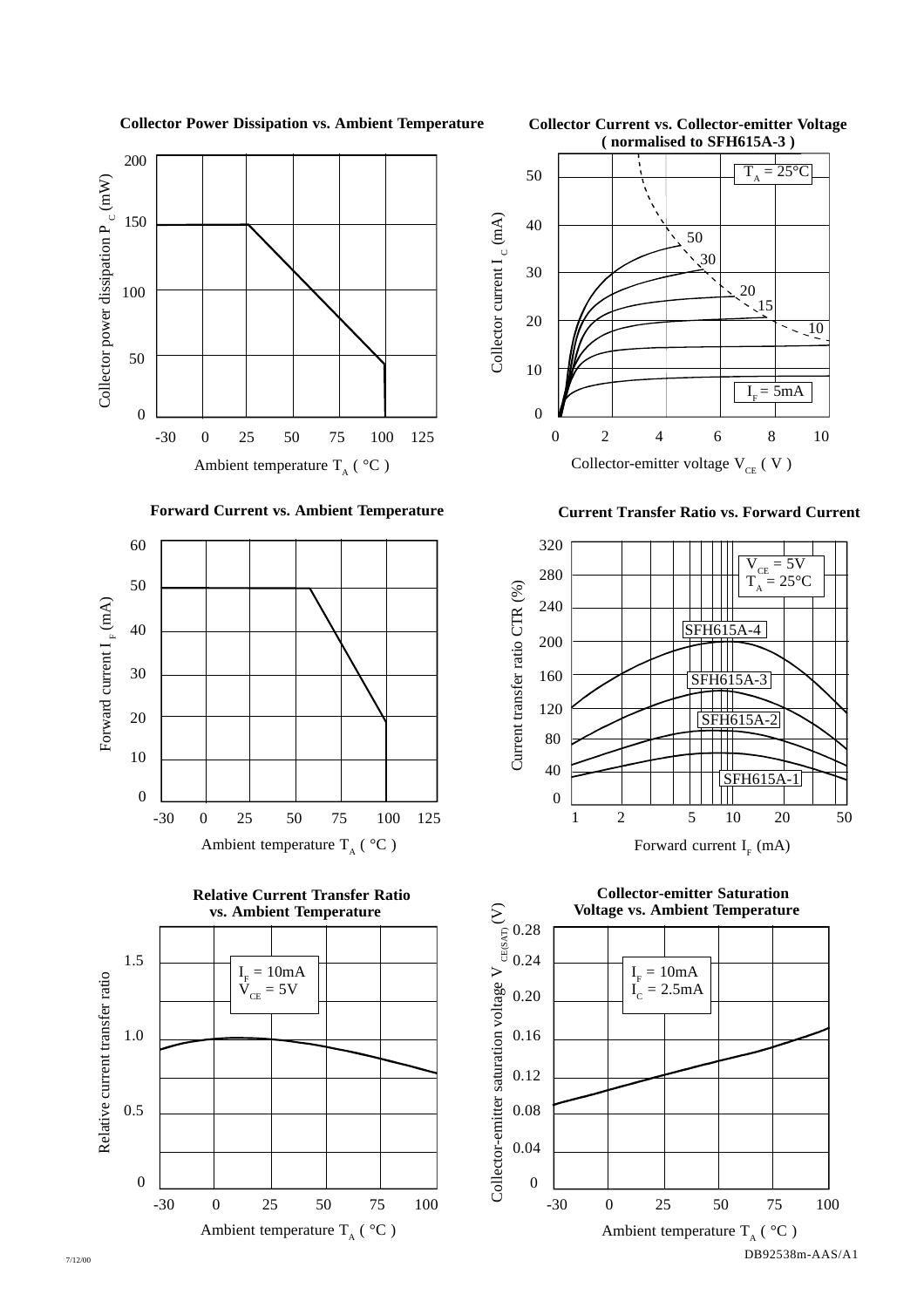**Collector Power Dissipation vs. Ambient Temperature**

Collector power dissipation $P_C$ (mW)

200
150
100
50
0

-30 0 25 50 75 100 125

Ambient temperature $T_A$ ( °C )

**Collector Current vs. Collector-emitter Voltage ( normalised to SFH615A-3 )**

Collector current $I_C$ (mA)

50
40
30
20
10
0

0 2 4 6 8 10

Collector-emitter voltage $V_{CE}$ ( V )

$T_A$ = 25°C

50
30
20
15
10
$I_F$ = 5mA

**Forward Current vs. Ambient Temperature**

Forward current $I_F$ (mA)

60
50
40
30
20
10
0

-30 0 25 50 75 100 125

Ambient temperature $T_A$ ( °C )

**Current Transfer Ratio vs. Forward Current**

Current transfer ratio CTR (%)

320
280
240
200
160
120
80
40
0

1 2 5 10 20 50

Forward current $I_F$ (mA)

$V_{CE}$ = 5V
$T_A$ = 25°C

SFH615A-4
SFH615A-3
SFH615A-2
SFH615A-1

**Relative Current Transfer Ratio vs. Ambient Temperature**

Relative current transfer ratio

1.5
1.0
0.5
0

-30 0 25 50 75 100

Ambient temperature $T_A$ ( °C )

$I_F$ = 10mA
$V_{CE}$ = 5V

**Collector-emitter Saturation Voltage vs. Ambient Temperature**

Collector-emitter saturation voltage $V_{CE(SAT)}$ (V)

0.28
0.24
0.20
0.16
0.12
0.08
0.04
0

-30 0 25 50 75 100

Ambient temperature $T_A$ ( °C )

$I_F$ = 10mA
$I_C$ = 2.5mA

7/12/00

DB92538m-AAS/A1